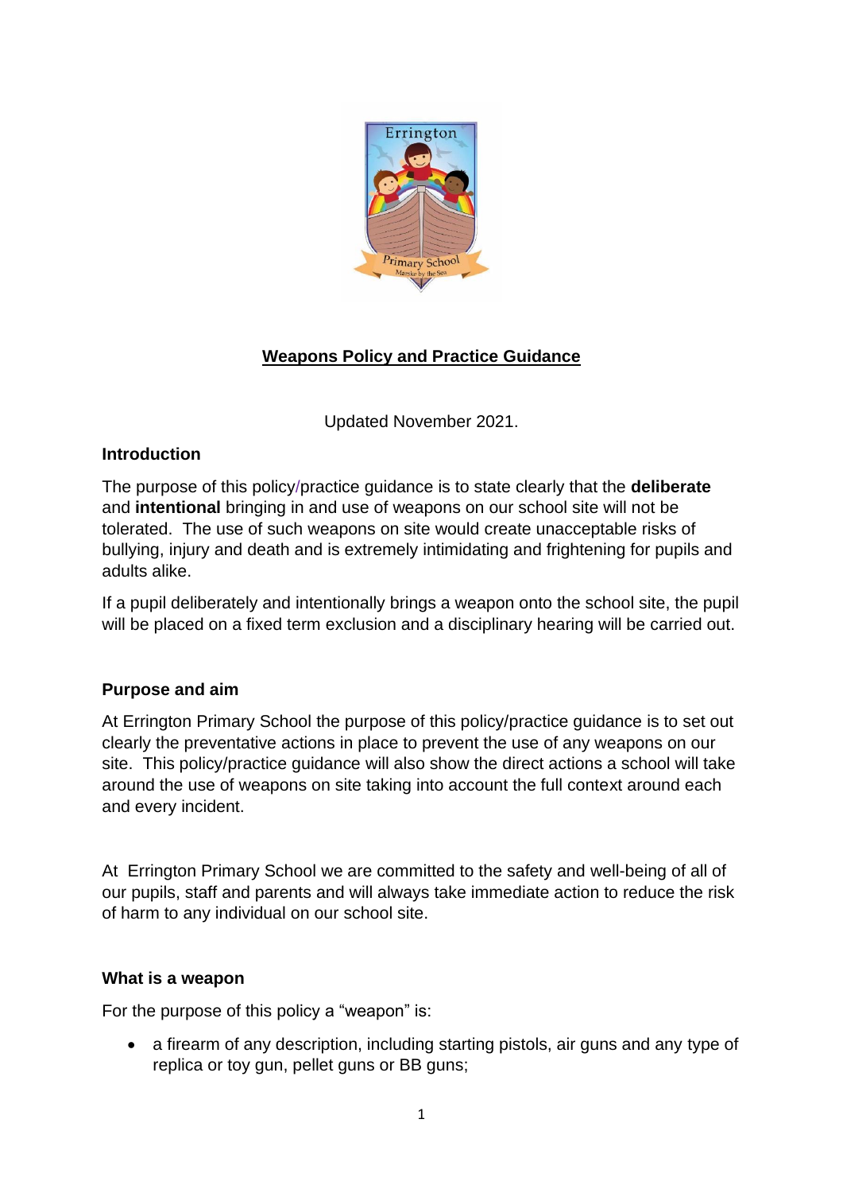**Weapons Policy and Practice Guidance**

Updated November 2021.

### Introduction

The purpose of this policy/practice guidance is to state clearly that the **deliberate** and **intentional** bringing in and use of weapons on our school site will not be tolerated. The use of such weapons on site would create unacceptable risks of bullying, injury and death and is extremely intimidating and frightening for pupils and adults alike.

If a pupil deliberately and intentionally brings a weapon onto the school site, the pupil will be placed on a fixed term exclusion and a disciplinary hearing will be carried out.

### Purpose and aim

At Errington Primary School the purpose of this policy/practice guidance is to set out clearly the preventative actions in place to prevent the use of any weapons on our site. This policy/practice guidance will also show the direct actions a school will take around the use of weapons on site taking into account the full context around each and every incident.

At Errington Primary School we are committed to the safety and well-being of all of our pupils, staff and parents and will always take immediate action to reduce the risk of harm to any individual on our school site.

### What is a weapon

For the purpose of this policy a "weapon" is:

- a firearm of any description, including starting pistols, air guns and any type of replica or toy gun, pellet guns or BB guns;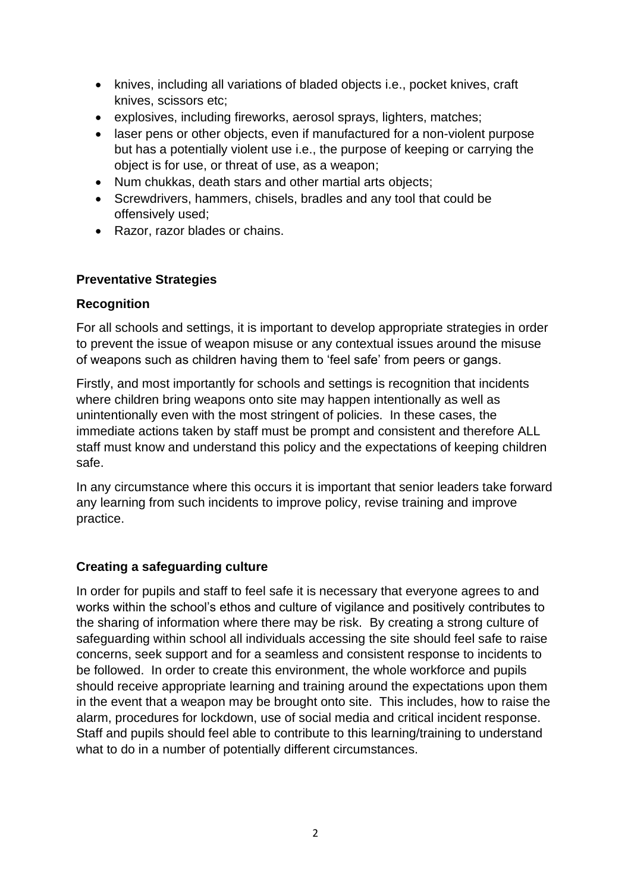- knives, including all variations of bladed objects i.e., pocket knives, craft knives, scissors etc;
- explosives, including fireworks, aerosol sprays, lighters, matches;
- laser pens or other objects, even if manufactured for a non-violent purpose but has a potentially violent use i.e., the purpose of keeping or carrying the object is for use, or threat of use, as a weapon;
- Num chukkas, death stars and other martial arts objects;
- Screwdrivers, hammers, chisels, bradles and any tool that could be offensively used;
- Razor, razor blades or chains.

**Preventative Strategies**

**Recognition**

For all schools and settings, it is important to develop appropriate strategies in order to prevent the issue of weapon misuse or any contextual issues around the misuse of weapons such as children having them to 'feel safe' from peers or gangs.

Firstly, and most importantly for schools and settings is recognition that incidents where children bring weapons onto site may happen intentionally as well as unintentionally even with the most stringent of policies. In these cases, the immediate actions taken by staff must be prompt and consistent and therefore ALL staff must know and understand this policy and the expectations of keeping children safe.

In any circumstance where this occurs it is important that senior leaders take forward any learning from such incidents to improve policy, revise training and improve practice.

**Creating a safeguarding culture**

In order for pupils and staff to feel safe it is necessary that everyone agrees to and works within the school's ethos and culture of vigilance and positively contributes to the sharing of information where there may be risk. By creating a strong culture of safeguarding within school all individuals accessing the site should feel safe to raise concerns, seek support and for a seamless and consistent response to incidents to be followed. In order to create this environment, the whole workforce and pupils should receive appropriate learning and training around the expectations upon them in the event that a weapon may be brought onto site. This includes, how to raise the alarm, procedures for lockdown, use of social media and critical incident response. Staff and pupils should feel able to contribute to this learning/training to understand what to do in a number of potentially different circumstances.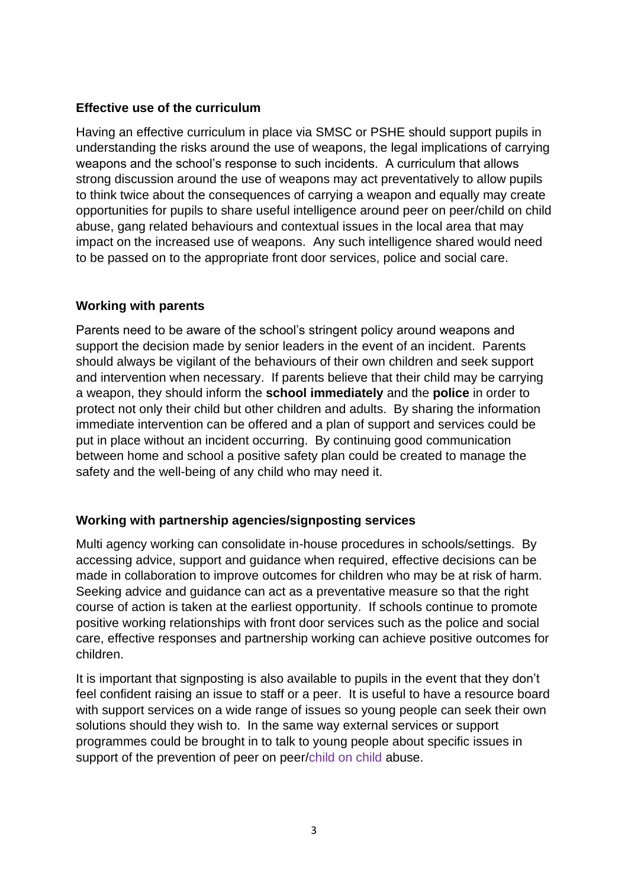**Effective use of the curriculum**

Having an effective curriculum in place via SMSC or PSHE should support pupils in understanding the risks around the use of weapons, the legal implications of carrying weapons and the school's response to such incidents. A curriculum that allows strong discussion around the use of weapons may act preventatively to allow pupils to think twice about the consequences of carrying a weapon and equally may create opportunities for pupils to share useful intelligence around peer on peer/child on child abuse, gang related behaviours and contextual issues in the local area that may impact on the increased use of weapons. Any such intelligence shared would need to be passed on to the appropriate front door services, police and social care.

**Working with parents**

Parents need to be aware of the school's stringent policy around weapons and support the decision made by senior leaders in the event of an incident. Parents should always be vigilant of the behaviours of their own children and seek support and intervention when necessary. If parents believe that their child may be carrying a weapon, they should inform the **school immediately** and the **police** in order to protect not only their child but other children and adults. By sharing the information immediate intervention can be offered and a plan of support and services could be put in place without an incident occurring. By continuing good communication between home and school a positive safety plan could be created to manage the safety and the well-being of any child who may need it.

**Working with partnership agencies/signposting services**

Multi agency working can consolidate in-house procedures in schools/settings. By accessing advice, support and guidance when required, effective decisions can be made in collaboration to improve outcomes for children who may be at risk of harm. Seeking advice and guidance can act as a preventative measure so that the right course of action is taken at the earliest opportunity. If schools continue to promote positive working relationships with front door services such as the police and social care, effective responses and partnership working can achieve positive outcomes for children.

It is important that signposting is also available to pupils in the event that they don't feel confident raising an issue to staff or a peer. It is useful to have a resource board with support services on a wide range of issues so young people can seek their own solutions should they wish to. In the same way external services or support programmes could be brought in to talk to young people about specific issues in support of the prevention of peer on peer/child on child abuse.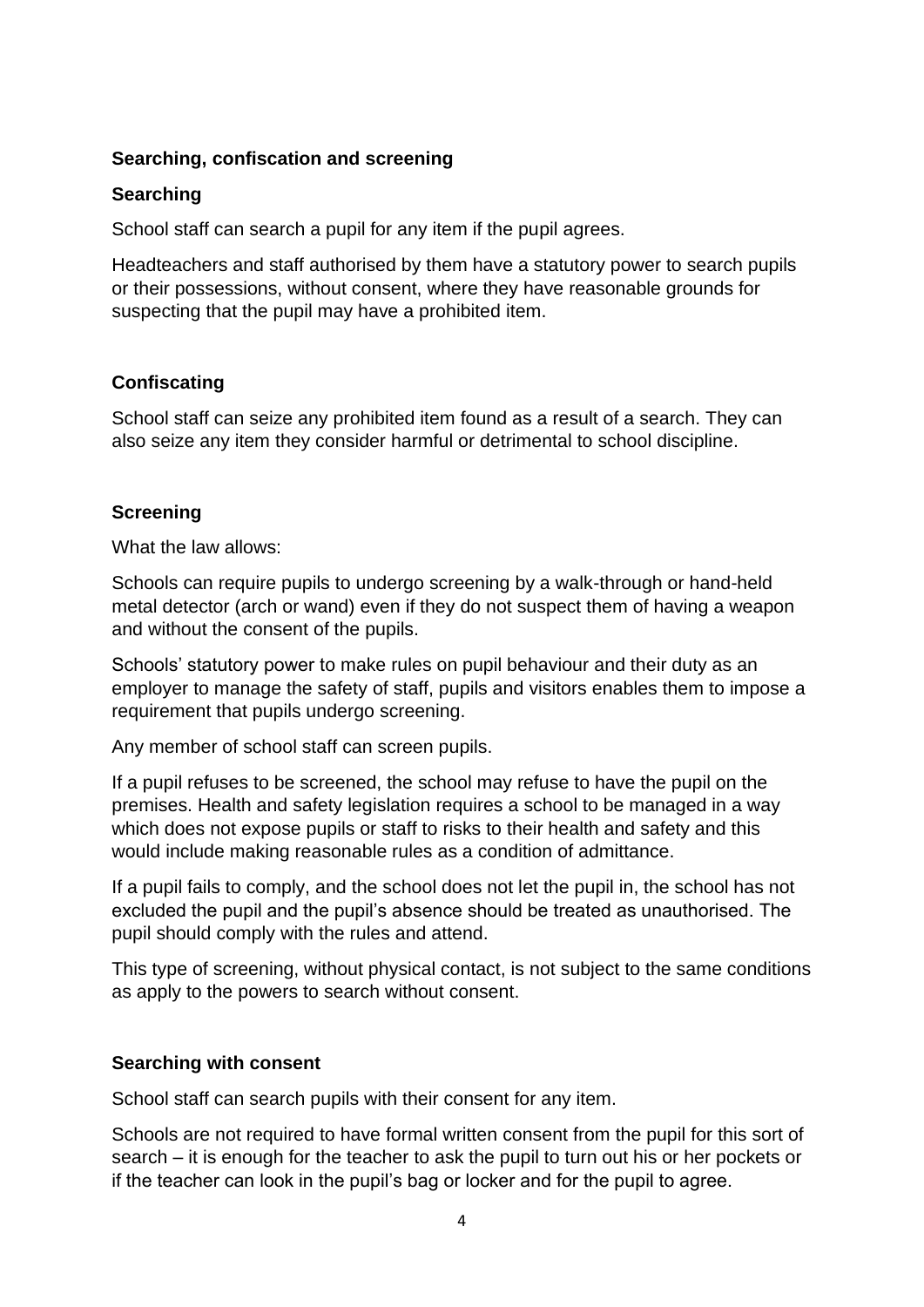## Searching, confiscation and screening

### Searching

School staff can search a pupil for any item if the pupil agrees.

Headteachers and staff authorised by them have a statutory power to search pupils or their possessions, without consent, where they have reasonable grounds for suspecting that the pupil may have a prohibited item.

### Confiscating

School staff can seize any prohibited item found as a result of a search. They can also seize any item they consider harmful or detrimental to school discipline.

### Screening

What the law allows:

Schools can require pupils to undergo screening by a walk-through or hand-held metal detector (arch or wand) even if they do not suspect them of having a weapon and without the consent of the pupils.

Schools' statutory power to make rules on pupil behaviour and their duty as an employer to manage the safety of staff, pupils and visitors enables them to impose a requirement that pupils undergo screening.

Any member of school staff can screen pupils.

If a pupil refuses to be screened, the school may refuse to have the pupil on the premises. Health and safety legislation requires a school to be managed in a way which does not expose pupils or staff to risks to their health and safety and this would include making reasonable rules as a condition of admittance.

If a pupil fails to comply, and the school does not let the pupil in, the school has not excluded the pupil and the pupil's absence should be treated as unauthorised. The pupil should comply with the rules and attend.

This type of screening, without physical contact, is not subject to the same conditions as apply to the powers to search without consent.

### Searching with consent

School staff can search pupils with their consent for any item.

Schools are not required to have formal written consent from the pupil for this sort of search – it is enough for the teacher to ask the pupil to turn out his or her pockets or if the teacher can look in the pupil's bag or locker and for the pupil to agree.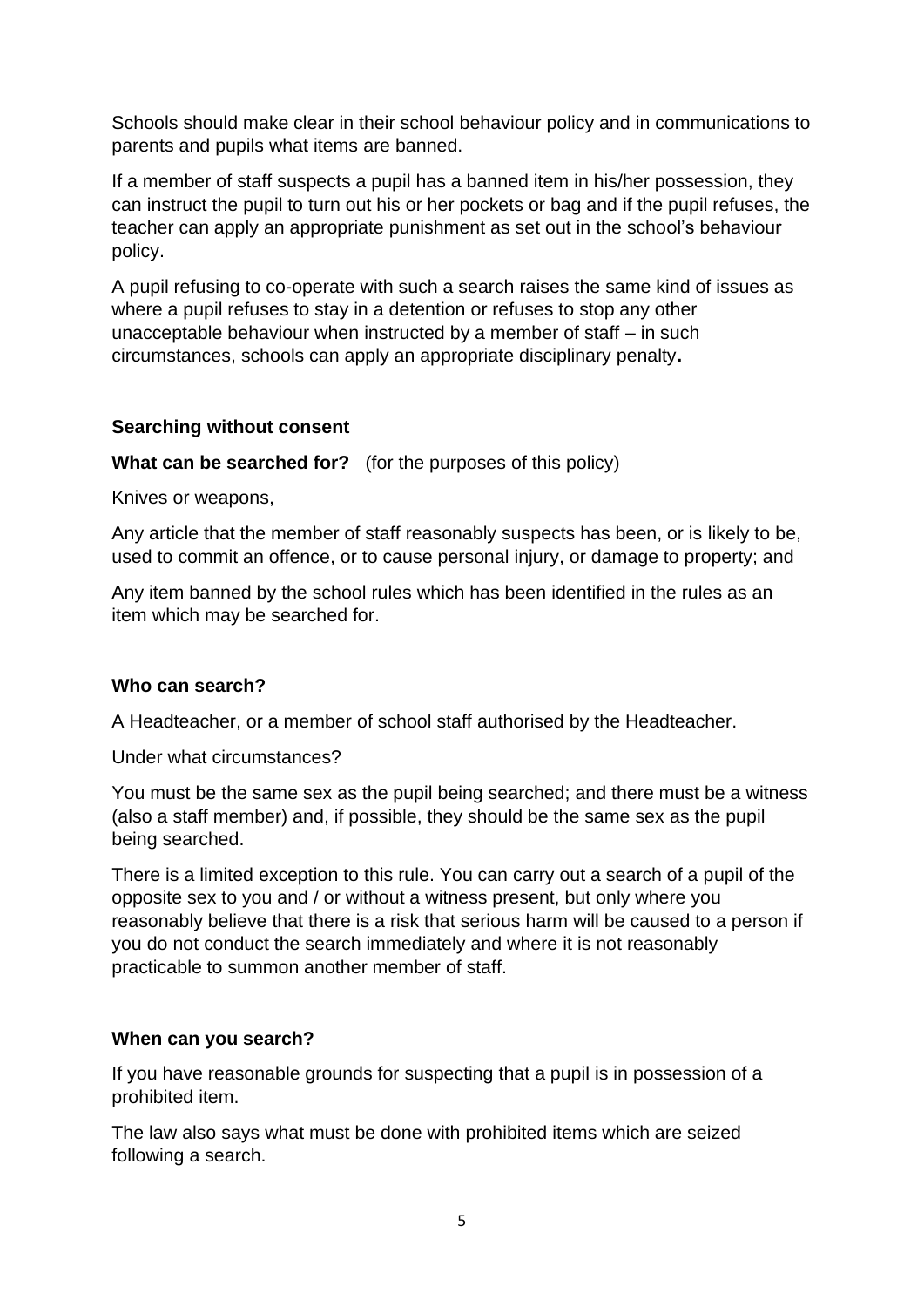Schools should make clear in their school behaviour policy and in communications to parents and pupils what items are banned.

If a member of staff suspects a pupil has a banned item in his/her possession, they can instruct the pupil to turn out his or her pockets or bag and if the pupil refuses, the teacher can apply an appropriate punishment as set out in the school's behaviour policy.

A pupil refusing to co-operate with such a search raises the same kind of issues as where a pupil refuses to stay in a detention or refuses to stop any other unacceptable behaviour when instructed by a member of staff – in such circumstances, schools can apply an appropriate disciplinary penalty**.**

**Searching without consent**

**What can be searched for?** (for the purposes of this policy)

Knives or weapons,

Any article that the member of staff reasonably suspects has been, or is likely to be, used to commit an offence, or to cause personal injury, or damage to property; and

Any item banned by the school rules which has been identified in the rules as an item which may be searched for.

**Who can search?**

A Headteacher, or a member of school staff authorised by the Headteacher.

Under what circumstances?

You must be the same sex as the pupil being searched; and there must be a witness (also a staff member) and, if possible, they should be the same sex as the pupil being searched.

There is a limited exception to this rule. You can carry out a search of a pupil of the opposite sex to you and / or without a witness present, but only where you reasonably believe that there is a risk that serious harm will be caused to a person if you do not conduct the search immediately and where it is not reasonably practicable to summon another member of staff.

**When can you search?**

If you have reasonable grounds for suspecting that a pupil is in possession of a prohibited item.

The law also says what must be done with prohibited items which are seized following a search.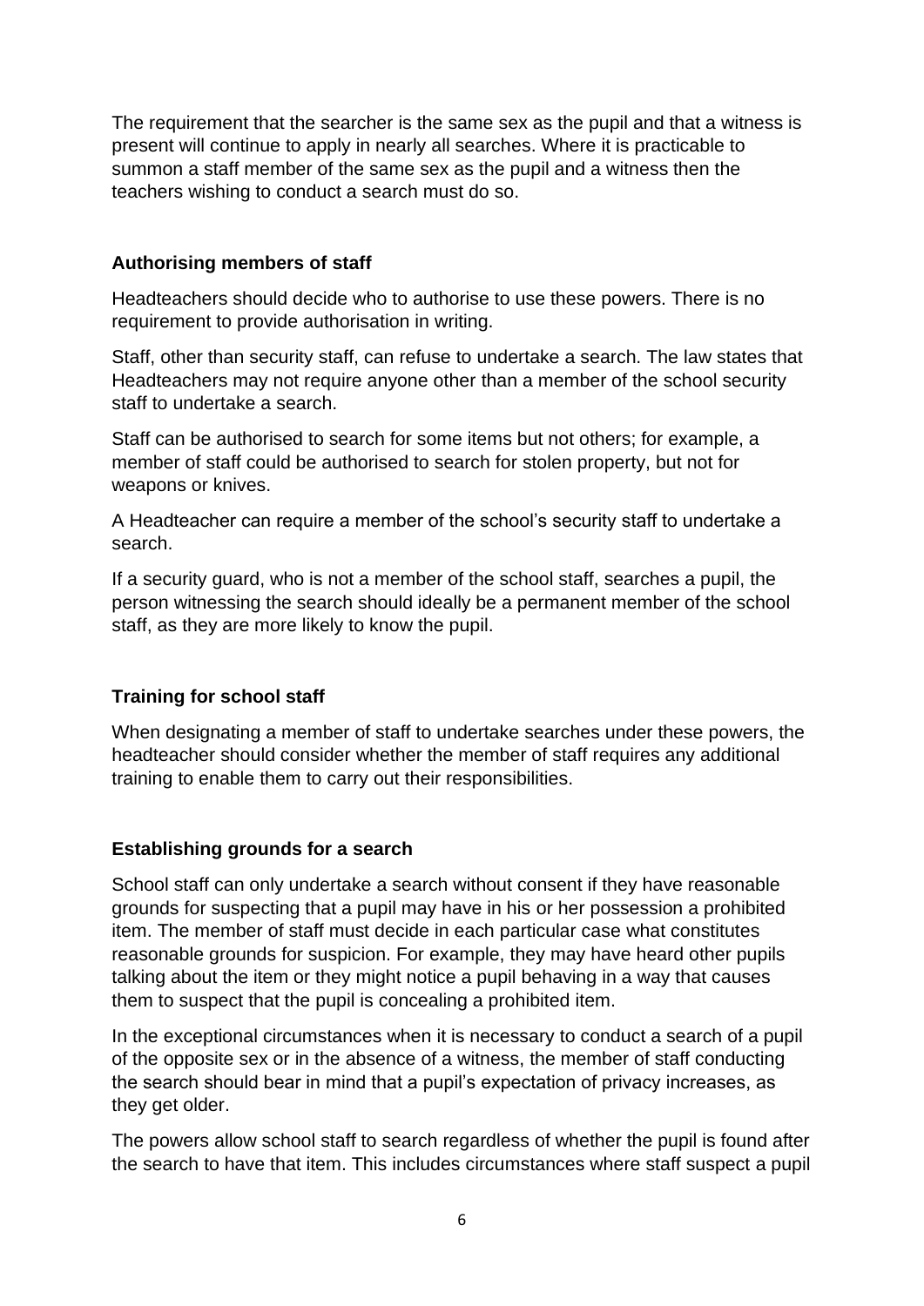The requirement that the searcher is the same sex as the pupil and that a witness is present will continue to apply in nearly all searches. Where it is practicable to summon a staff member of the same sex as the pupil and a witness then the teachers wishing to conduct a search must do so.

### Authorising members of staff

Headteachers should decide who to authorise to use these powers. There is no requirement to provide authorisation in writing.

Staff, other than security staff, can refuse to undertake a search. The law states that Headteachers may not require anyone other than a member of the school security staff to undertake a search.

Staff can be authorised to search for some items but not others; for example, a member of staff could be authorised to search for stolen property, but not for weapons or knives.

A Headteacher can require a member of the school's security staff to undertake a search.

If a security guard, who is not a member of the school staff, searches a pupil, the person witnessing the search should ideally be a permanent member of the school staff, as they are more likely to know the pupil.

### Training for school staff

When designating a member of staff to undertake searches under these powers, the headteacher should consider whether the member of staff requires any additional training to enable them to carry out their responsibilities.

### Establishing grounds for a search

School staff can only undertake a search without consent if they have reasonable grounds for suspecting that a pupil may have in his or her possession a prohibited item. The member of staff must decide in each particular case what constitutes reasonable grounds for suspicion. For example, they may have heard other pupils talking about the item or they might notice a pupil behaving in a way that causes them to suspect that the pupil is concealing a prohibited item.

In the exceptional circumstances when it is necessary to conduct a search of a pupil of the opposite sex or in the absence of a witness, the member of staff conducting the search should bear in mind that a pupil's expectation of privacy increases, as they get older.

The powers allow school staff to search regardless of whether the pupil is found after the search to have that item. This includes circumstances where staff suspect a pupil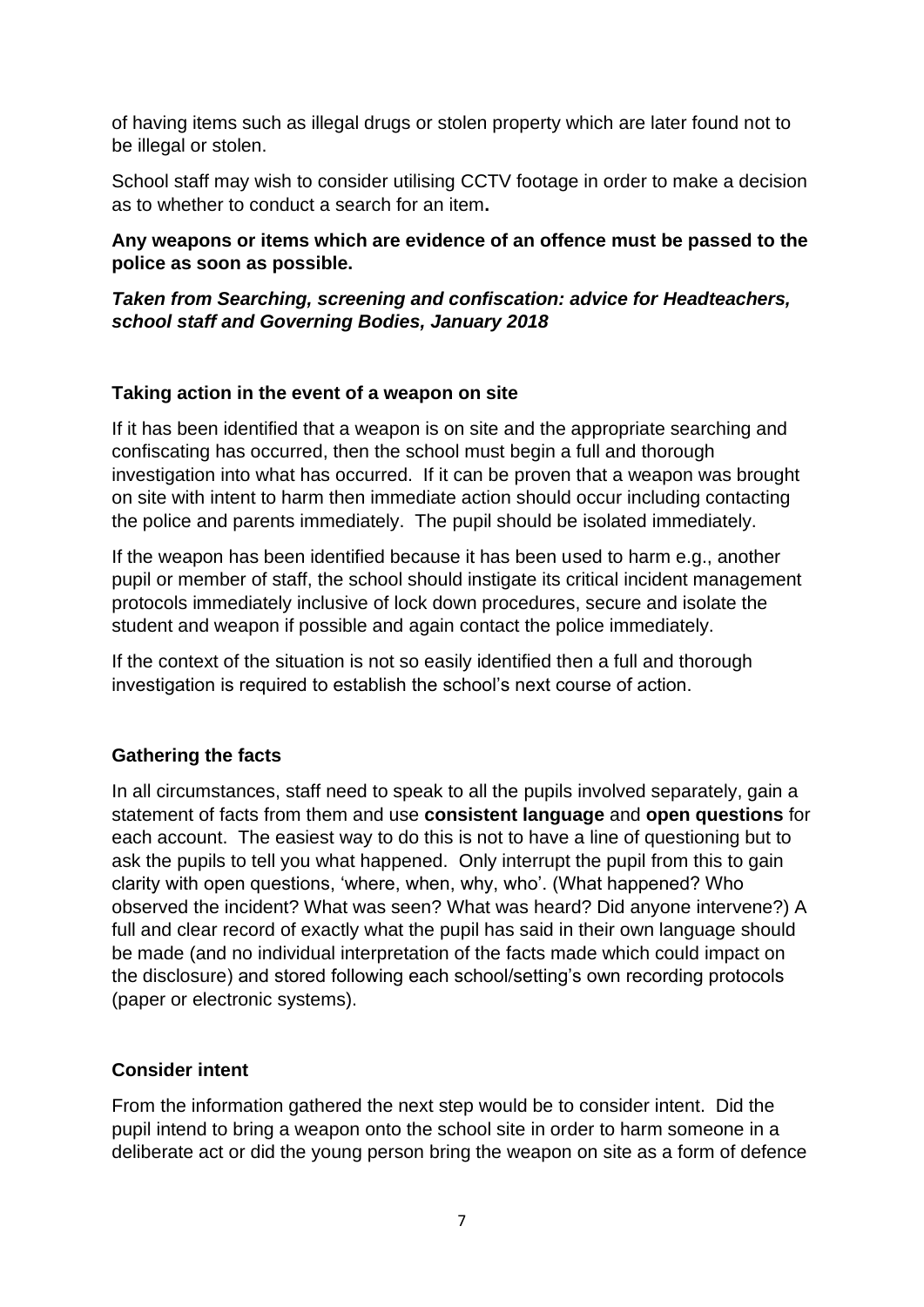of having items such as illegal drugs or stolen property which are later found not to be illegal or stolen.

School staff may wish to consider utilising CCTV footage in order to make a decision as to whether to conduct a search for an item**.**

**Any weapons or items which are evidence of an offence must be passed to the police as soon as possible.**

***Taken from Searching, screening and confiscation: advice for Headteachers, school staff and Governing Bodies, January 2018***

### Taking action in the event of a weapon on site

If it has been identified that a weapon is on site and the appropriate searching and confiscating has occurred, then the school must begin a full and thorough investigation into what has occurred. If it can be proven that a weapon was brought on site with intent to harm then immediate action should occur including contacting the police and parents immediately. The pupil should be isolated immediately.

If the weapon has been identified because it has been used to harm e.g., another pupil or member of staff, the school should instigate its critical incident management protocols immediately inclusive of lock down procedures, secure and isolate the student and weapon if possible and again contact the police immediately.

If the context of the situation is not so easily identified then a full and thorough investigation is required to establish the school's next course of action.

### Gathering the facts

In all circumstances, staff need to speak to all the pupils involved separately, gain a statement of facts from them and use **consistent language** and **open questions** for each account. The easiest way to do this is not to have a line of questioning but to ask the pupils to tell you what happened. Only interrupt the pupil from this to gain clarity with open questions, 'where, when, why, who'. (What happened? Who observed the incident? What was seen? What was heard? Did anyone intervene?) A full and clear record of exactly what the pupil has said in their own language should be made (and no individual interpretation of the facts made which could impact on the disclosure) and stored following each school/setting's own recording protocols (paper or electronic systems).

### Consider intent

From the information gathered the next step would be to consider intent. Did the pupil intend to bring a weapon onto the school site in order to harm someone in a deliberate act or did the young person bring the weapon on site as a form of defence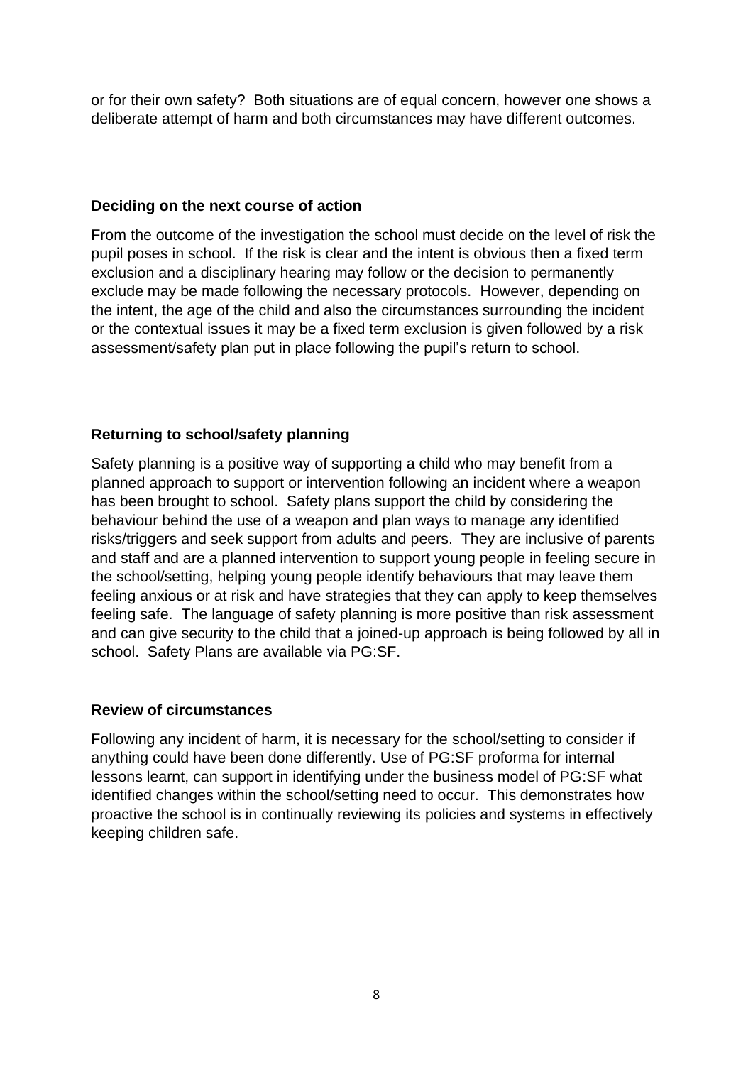or for their own safety? Both situations are of equal concern, however one shows a deliberate attempt of harm and both circumstances may have different outcomes.

**Deciding on the next course of action**

From the outcome of the investigation the school must decide on the level of risk the pupil poses in school. If the risk is clear and the intent is obvious then a fixed term exclusion and a disciplinary hearing may follow or the decision to permanently exclude may be made following the necessary protocols. However, depending on the intent, the age of the child and also the circumstances surrounding the incident or the contextual issues it may be a fixed term exclusion is given followed by a risk assessment/safety plan put in place following the pupil's return to school.

**Returning to school/safety planning**

Safety planning is a positive way of supporting a child who may benefit from a planned approach to support or intervention following an incident where a weapon has been brought to school. Safety plans support the child by considering the behaviour behind the use of a weapon and plan ways to manage any identified risks/triggers and seek support from adults and peers. They are inclusive of parents and staff and are a planned intervention to support young people in feeling secure in the school/setting, helping young people identify behaviours that may leave them feeling anxious or at risk and have strategies that they can apply to keep themselves feeling safe. The language of safety planning is more positive than risk assessment and can give security to the child that a joined-up approach is being followed by all in school. Safety Plans are available via PG:SF.

**Review of circumstances**

Following any incident of harm, it is necessary for the school/setting to consider if anything could have been done differently. Use of PG:SF proforma for internal lessons learnt, can support in identifying under the business model of PG:SF what identified changes within the school/setting need to occur. This demonstrates how proactive the school is in continually reviewing its policies and systems in effectively keeping children safe.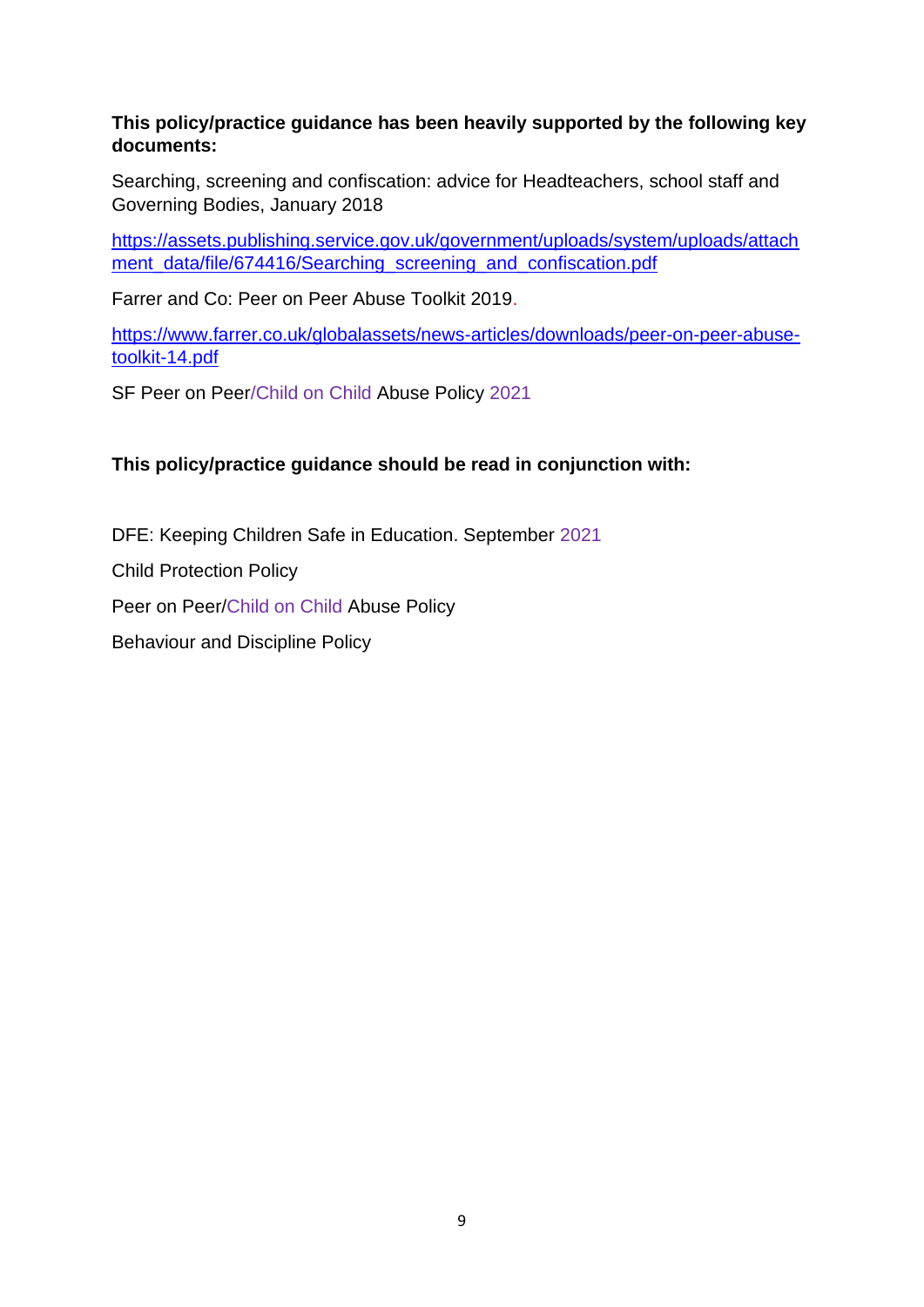**This policy/practice guidance has been heavily supported by the following key documents:**

Searching, screening and confiscation: advice for Headteachers, school staff and Governing Bodies, January 2018

https://assets.publishing.service.gov.uk/government/uploads/system/uploads/attachment_data/file/674416/Searching_screening_and_confiscation.pdf

Farrer and Co: Peer on Peer Abuse Toolkit 2019.

https://www.farrer.co.uk/globalassets/news-articles/downloads/peer-on-peer-abuse-toolkit-14.pdf

SF Peer on Peer/Child on Child Abuse Policy 2021

**This policy/practice guidance should be read in conjunction with:**

DFE: Keeping Children Safe in Education. September 2021

Child Protection Policy

Peer on Peer/Child on Child Abuse Policy

Behaviour and Discipline Policy